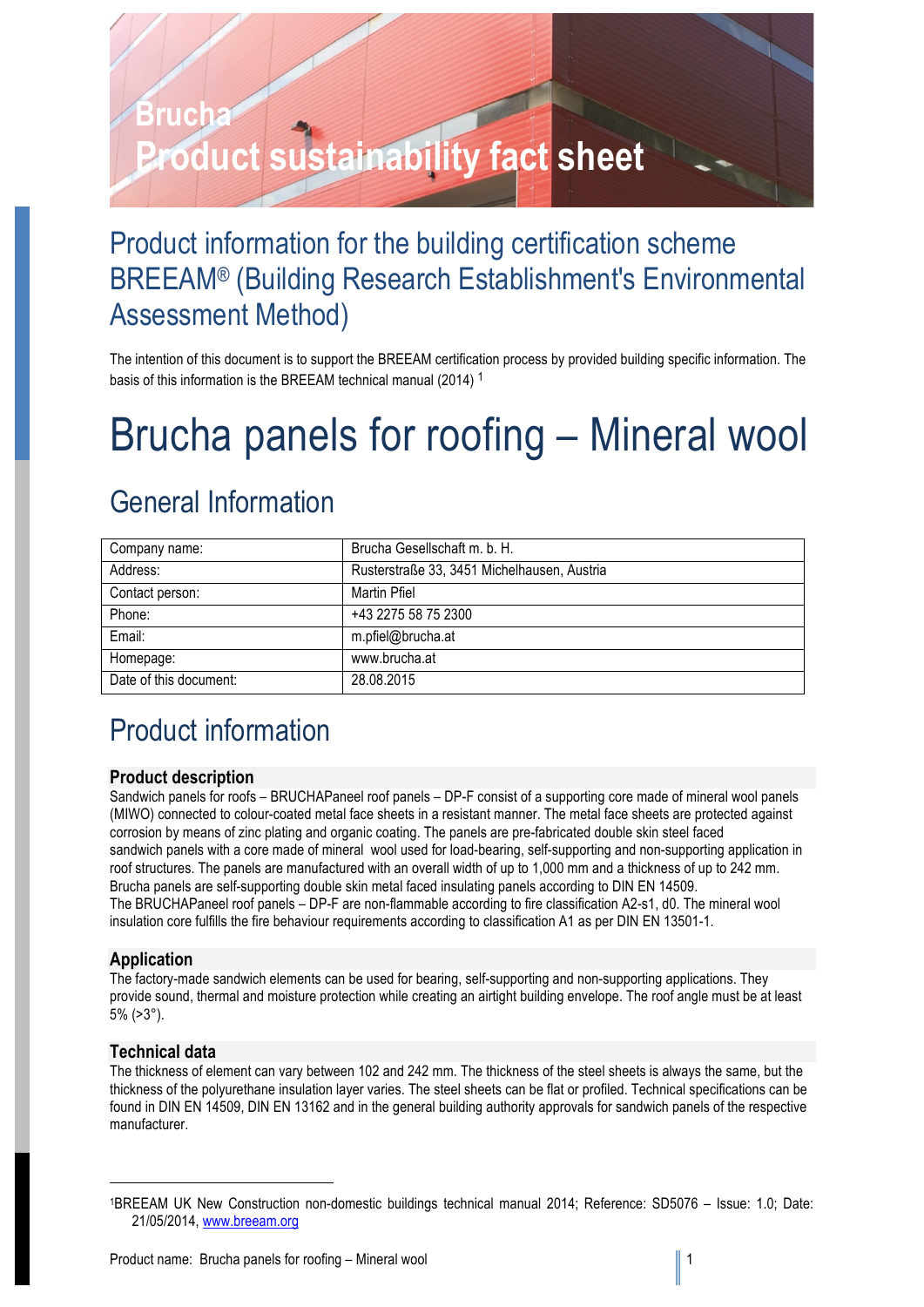# Brucha
# Product sustainability fact sheet

## Product information for the building certification scheme BREEAM® (Building Research Establishment's Environmental Assessment Method)

The intention of this document is to support the BREEAM certification process by provided building specific information. The basis of this information is the BREEAM technical manual (2014) [1]

# Brucha panels for roofing – Mineral wool

## General Information

| Company name: | Brucha Gesellschaft m. b. H. |
|---|---|
| Address: | Rusterstraße 33, 3451 Michelhausen, Austria |
| Contact person: | Martin Pfiel |
| Phone: | +43 2275 58 75 2300 |
| Email: | m.pfiel@brucha.at |
| Homepage: | www.brucha.at |
| Date of this document: | 28.08.2015 |

## Product information

### Product description

Sandwich panels for roofs – BRUCHAPaneel roof panels – DP-F consist of a supporting core made of mineral wool panels (MIWO) connected to colour-coated metal face sheets in a resistant manner. The metal face sheets are protected against corrosion by means of zinc plating and organic coating. The panels are pre-fabricated double skin steel faced sandwich panels with a core made of mineral wool used for load-bearing, self-supporting and non-supporting application in roof structures. The panels are manufactured with an overall width of up to 1,000 mm and a thickness of up to 242 mm. Brucha panels are self-supporting double skin metal faced insulating panels according to DIN EN 14509.
The BRUCHAPaneel roof panels – DP-F are non-flammable according to fire classification A2-s1, d0. The mineral wool insulation core fulfills the fire behaviour requirements according to classification A1 as per DIN EN 13501-1.

### Application

The factory-made sandwich elements can be used for bearing, self-supporting and non-supporting applications. They provide sound, thermal and moisture protection while creating an airtight building envelope. The roof angle must be at least 5% (>3°).

### Technical data

The thickness of element can vary between 102 and 242 mm. The thickness of the steel sheets is always the same, but the thickness of the polyurethane insulation layer varies. The steel sheets can be flat or profiled. Technical specifications can be found in DIN EN 14509, DIN EN 13162 and in the general building authority approvals for sandwich panels of the respective manufacturer.

[1] BREEAM UK New Construction non-domestic buildings technical manual 2014; Reference: SD5076 – Issue: 1.0; Date: 21/05/2014, www.breeam.org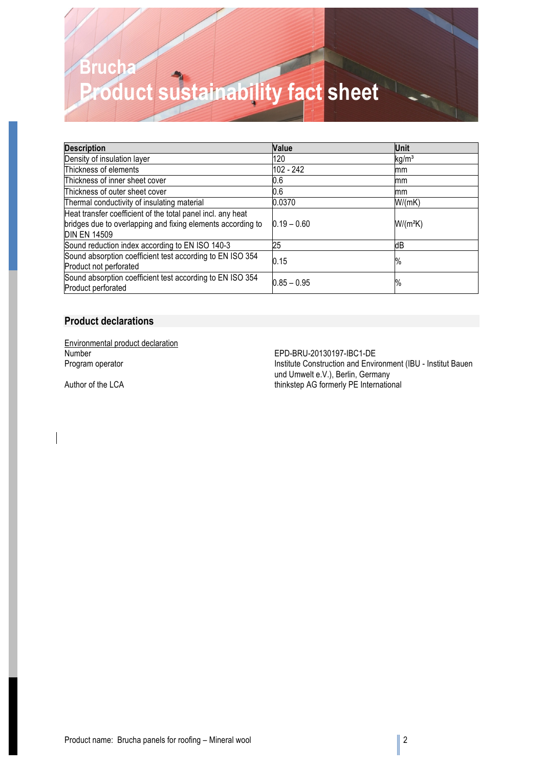# Brucha
# Product sustainability fact sheet

| Description | Value | Unit |
|---|---|---|
| Density of insulation layer | 120 | kg/m³ |
| Thickness of elements | 102 - 242 | mm |
| Thickness of inner sheet cover | 0.6 | mm |
| Thickness of outer sheet cover | 0.6 | mm |
| Thermal conductivity of insulating material | 0.0370 | W/(mK) |
| Heat transfer coefficient of the total panel incl. any heat bridges due to overlapping and fixing elements according to DIN EN 14509 | 0.19 – 0.60 | W/(m²K) |
| Sound reduction index according to EN ISO 140-3 | 25 | dB |
| Sound absorption coefficient test according to EN ISO 354 Product not perforated | 0.15 | % |
| Sound absorption coefficient test according to EN ISO 354 Product perforated | 0.85 – 0.95 | % |

## Product declarations

Environmental product declaration

Number: EPD-BRU-20130197-IBC1-DE

Program operator: Institute Construction and Environment (IBU - Institut Bauen und Umwelt e.V.), Berlin, Germany

Author of the LCA: thinkstep AG formerly PE International

Product name: Brucha panels for roofing – Mineral wool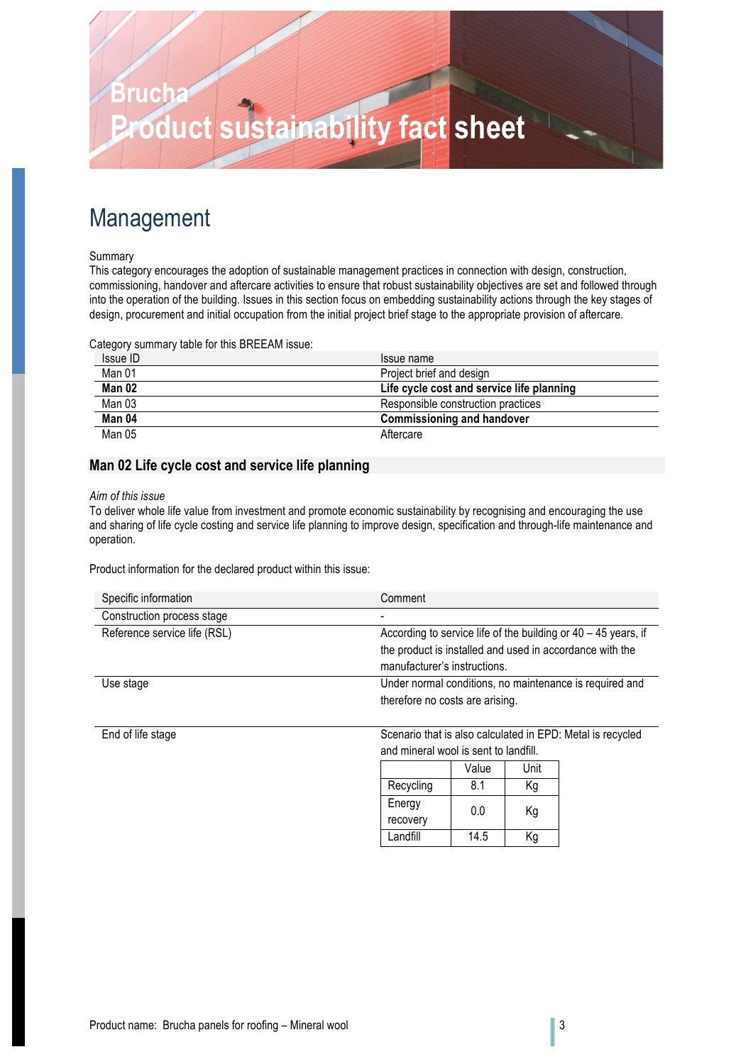# Brucha
# Product sustainability fact sheet

## Management

Summary
This category encourages the adoption of sustainable management practices in connection with design, construction, commissioning, handover and aftercare activities to ensure that robust sustainability objectives are set and followed through into the operation of the building. Issues in this section focus on embedding sustainability actions through the key stages of design, procurement and initial occupation from the initial project brief stage to the appropriate provision of aftercare.

Category summary table for this BREEAM issue:

| Issue ID | Issue name |
|---|---|
| Man 01 | Project brief and design |
| **Man 02** | **Life cycle cost and service life planning** |
| Man 03 | Responsible construction practices |
| **Man 04** | **Commissioning and handover** |
| Man 05 | Aftercare |

### Man 02 Life cycle cost and service life planning

*Aim of this issue*
To deliver whole life value from investment and promote economic sustainability by recognising and encouraging the use and sharing of life cycle costing and service life planning to improve design, specification and through-life maintenance and operation.

Product information for the declared product within this issue:

| Specific information | Comment |
|---|---|
| Construction process stage | - |
| Reference service life (RSL) | According to service life of the building or 40 – 45 years, if the product is installed and used in accordance with the manufacturer's instructions. |
| Use stage | Under normal conditions, no maintenance is required and therefore no costs are arising. |
| End of life stage | Scenario that is also calculated in EPD: Metal is recycled and mineral wool is sent to landfill. |

| | Value | Unit |
|---|---|---|
| Recycling | 8.1 | Kg |
| Energy recovery | 0.0 | Kg |
| Landfill | 14.5 | Kg |

Product name: Brucha panels for roofing – Mineral wool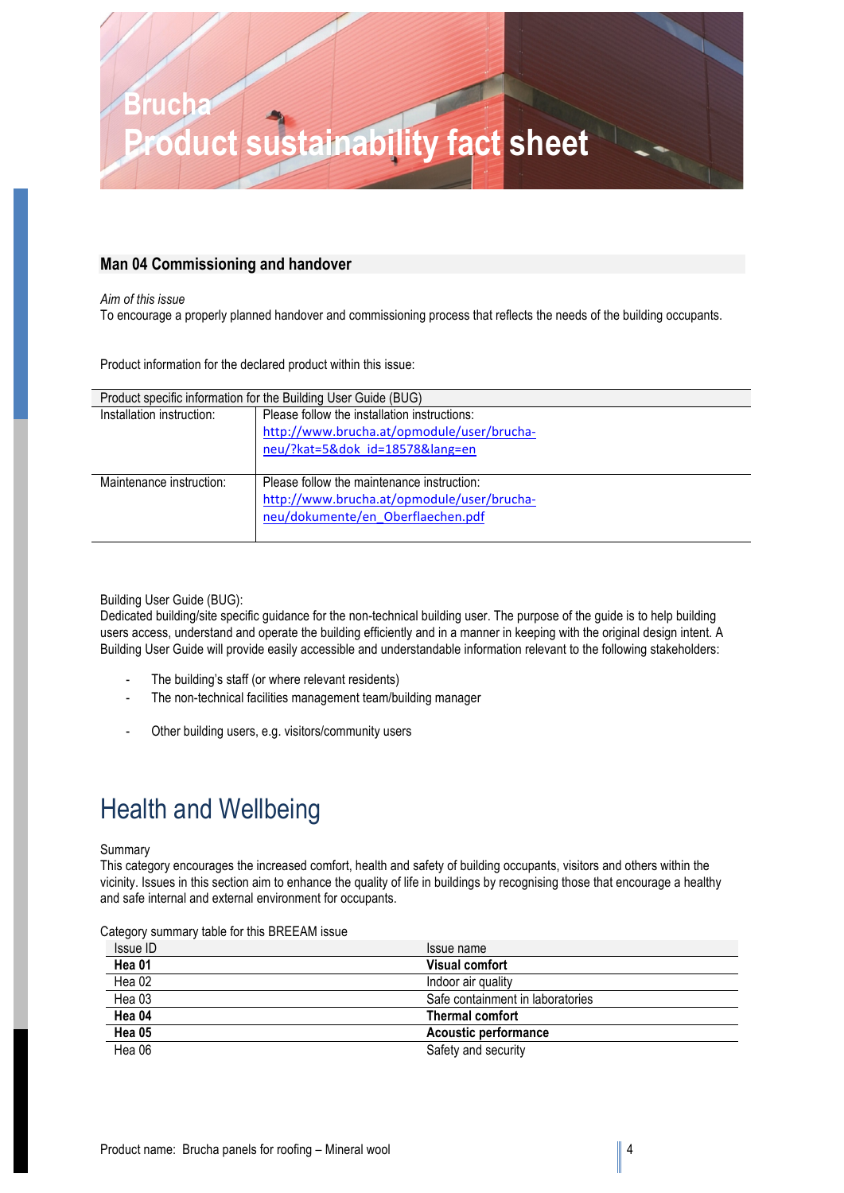## Man 04 Commissioning and handover

*Aim of this issue*
To encourage a properly planned handover and commissioning process that reflects the needs of the building occupants.

Product information for the declared product within this issue:

| Product specific information for the Building User Guide (BUG) | |
|---|---|
| Installation instruction: | Please follow the installation instructions: http://www.brucha.at/opmodule/user/brucha-neu/?kat=5&dok_id=18578&lang=en |
| Maintenance instruction: | Please follow the maintenance instruction: http://www.brucha.at/opmodule/user/brucha-neu/dokumente/en_Oberflaechen.pdf |

Building User Guide (BUG):
Dedicated building/site specific guidance for the non-technical building user. The purpose of the guide is to help building users access, understand and operate the building efficiently and in a manner in keeping with the original design intent. A Building User Guide will provide easily accessible and understandable information relevant to the following stakeholders:

- The building's staff (or where relevant residents)
- The non-technical facilities management team/building manager
- Other building users, e.g. visitors/community users

# Health and Wellbeing

Summary
This category encourages the increased comfort, health and safety of building occupants, visitors and others within the vicinity. Issues in this section aim to enhance the quality of life in buildings by recognising those that encourage a healthy and safe internal and external environment for occupants.

Category summary table for this BREEAM issue

| Issue ID | Issue name |
|---|---|
| **Hea 01** | **Visual comfort** |
| Hea 02 | Indoor air quality |
| Hea 03 | Safe containment in laboratories |
| **Hea 04** | **Thermal comfort** |
| **Hea 05** | **Acoustic performance** |
| Hea 06 | Safety and security |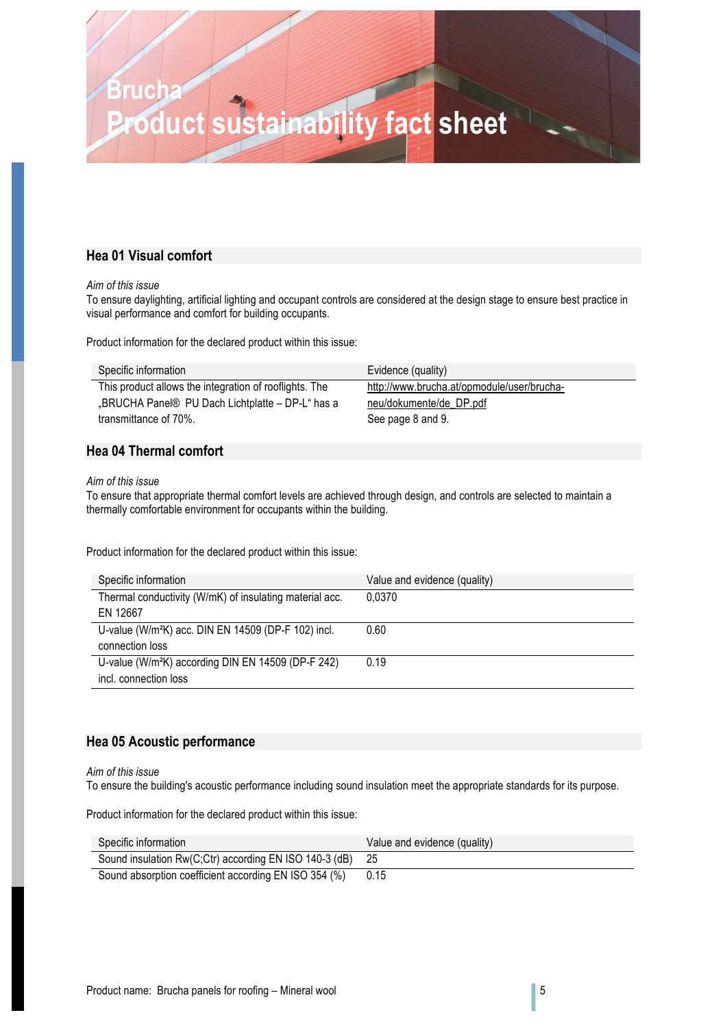# Brucha
# Product sustainability fact sheet

## Hea 01 Visual comfort

*Aim of this issue*
To ensure daylighting, artificial lighting and occupant controls are considered at the design stage to ensure best practice in visual performance and comfort for building occupants.

Product information for the declared product within this issue:

| Specific information | Evidence (quality) |
|---|---|
| This product allows the integration of rooflights. The „BRUCHA Panel® PU Dach Lichtplatte – DP-L“ has a transmittance of 70%. | http://www.brucha.at/opmodule/user/brucha-neu/dokumente/de_DP.pdf See page 8 and 9. |

## Hea 04 Thermal comfort

*Aim of this issue*
To ensure that appropriate thermal comfort levels are achieved through design, and controls are selected to maintain a thermally comfortable environment for occupants within the building.

Product information for the declared product within this issue:

| Specific information | Value and evidence (quality) |
|---|---|
| Thermal conductivity (W/mK) of insulating material acc. EN 12667 | 0,0370 |
| U-value (W/m²K) acc. DIN EN 14509 (DP-F 102) incl. connection loss | 0.60 |
| U-value (W/m²K) according DIN EN 14509 (DP-F 242) incl. connection loss | 0.19 |

## Hea 05 Acoustic performance

*Aim of this issue*
To ensure the building's acoustic performance including sound insulation meet the appropriate standards for its purpose.

Product information for the declared product within this issue:

| Specific information | Value and evidence (quality) |
|---|---|
| Sound insulation Rw(C;Ctr) according EN ISO 140-3 (dB) | 25 |
| Sound absorption coefficient according EN ISO 354 (%) | 0.15 |

Product name: Brucha panels for roofing – Mineral wool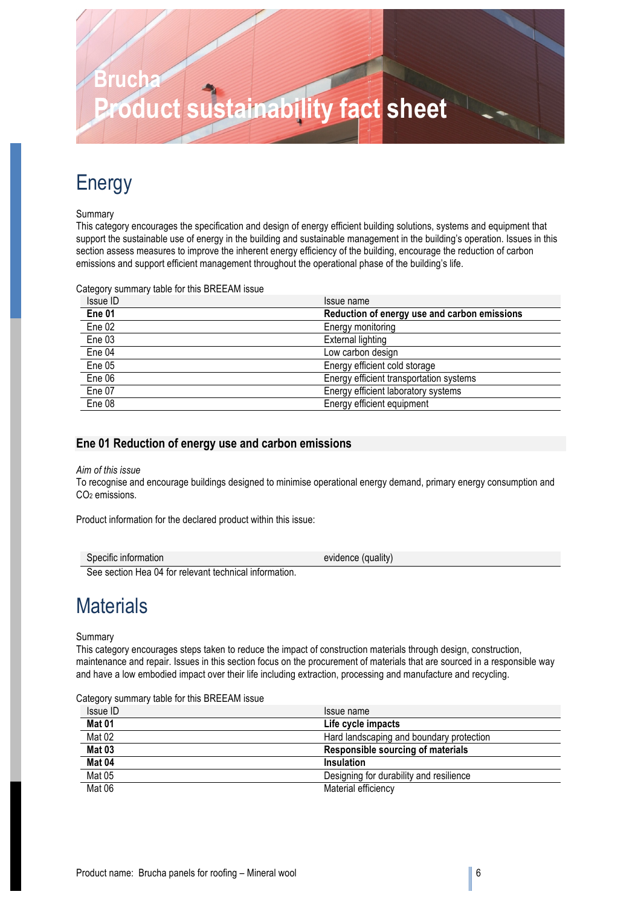# Brucha
# Product sustainability fact sheet

## Energy

Summary

This category encourages the specification and design of energy efficient building solutions, systems and equipment that support the sustainable use of energy in the building and sustainable management in the building's operation. Issues in this section assess measures to improve the inherent energy efficiency of the building, encourage the reduction of carbon emissions and support efficient management throughout the operational phase of the building's life.

Category summary table for this BREEAM issue

| Issue ID | Issue name |
|---|---|
| **Ene 01** | **Reduction of energy use and carbon emissions** |
| Ene 02 | Energy monitoring |
| Ene 03 | External lighting |
| Ene 04 | Low carbon design |
| Ene 05 | Energy efficient cold storage |
| Ene 06 | Energy efficient transportation systems |
| Ene 07 | Energy efficient laboratory systems |
| Ene 08 | Energy efficient equipment |

### Ene 01 Reduction of energy use and carbon emissions

*Aim of this issue*

To recognise and encourage buildings designed to minimise operational energy demand, primary energy consumption and $CO_2$ emissions.

Product information for the declared product within this issue:

| Specific information | evidence (quality) |
|---|---|
| See section Hea 04 for relevant technical information. | |

## Materials

Summary

This category encourages steps taken to reduce the impact of construction materials through design, construction, maintenance and repair. Issues in this section focus on the procurement of materials that are sourced in a responsible way and have a low embodied impact over their life including extraction, processing and manufacture and recycling.

Category summary table for this BREEAM issue

| Issue ID | Issue name |
|---|---|
| **Mat 01** | **Life cycle impacts** |
| Mat 02 | Hard landscaping and boundary protection |
| **Mat 03** | **Responsible sourcing of materials** |
| **Mat 04** | **Insulation** |
| Mat 05 | Designing for durability and resilience |
| Mat 06 | Material efficiency |

Product name: Brucha panels for roofing – Mineral wool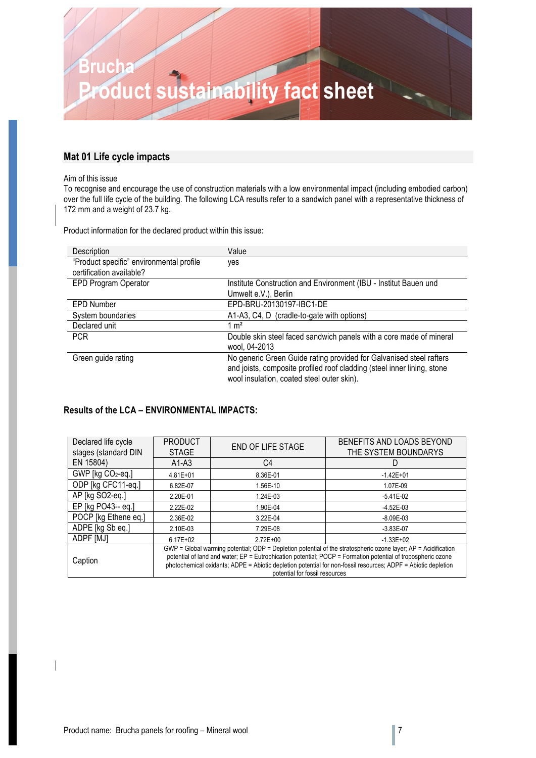# Brucha
# Product sustainability fact sheet

## Mat 01 Life cycle impacts

Aim of this issue

To recognise and encourage the use of construction materials with a low environmental impact (including embodied carbon) over the full life cycle of the building. The following LCA results refer to a sandwich panel with a representative thickness of 172 mm and a weight of 23.7 kg.

Product information for the declared product within this issue:

| Description | Value |
|---|---|
| "Product specific" environmental profile certification available? | yes |
| EPD Program Operator | Institute Construction and Environment (IBU - Institut Bauen und Umwelt e.V.), Berlin |
| EPD Number | EPD-BRU-20130197-IBC1-DE |
| System boundaries | A1-A3, C4, D (cradle-to-gate with options) |
| Declared unit | 1 m² |
| PCR | Double skin steel faced sandwich panels with a core made of mineral wool, 04-2013 |
| Green guide rating | No generic Green Guide rating provided for Galvanised steel rafters and joists, composite profiled roof cladding (steel inner lining, stone wool insulation, coated steel outer skin). |

**Results of the LCA – ENVIRONMENTAL IMPACTS:**

| Declared life cycle stages (standard DIN EN 15804) | PRODUCT STAGE | END OF LIFE STAGE | BENEFITS AND LOADS BEYOND THE SYSTEM BOUNDARYS |
|---|---|---|---|
| | A1-A3 | C4 | D |
| GWP [kg $CO_2$-eq.] | 4.81E+01 | 8.36E-01 | -1.42E+01 |
| ODP [kg CFC11-eq.] | 6.82E-07 | 1.56E-10 | 1.07E-09 |
| AP [kg SO2-eq.] | 2.20E-01 | 1.24E-03 | -5.41E-02 |
| EP [kg PO43-- eq.] | 2.22E-02 | 1.90E-04 | -4.52E-03 |
| POCP [kg Ethene eq.] | 2.36E-02 | 3.22E-04 | -8.09E-03 |
| ADPE [kg Sb eq.] | 2.10E-03 | 7.29E-08 | -3.83E-07 |
| ADPF [MJ] | 6.17E+02 | 2.72E+00 | -1.33E+02 |
| Caption | GWP = Global warming potential; ODP = Depletion potential of the stratospheric ozone layer; AP = Acidification potential of land and water; EP = Eutrophication potential; POCP = Formation potential of tropospheric ozone photochemical oxidants; ADPE = Abiotic depletion potential for non-fossil resources; ADPF = Abiotic depletion potential for fossil resources | | |

Product name: Brucha panels for roofing – Mineral wool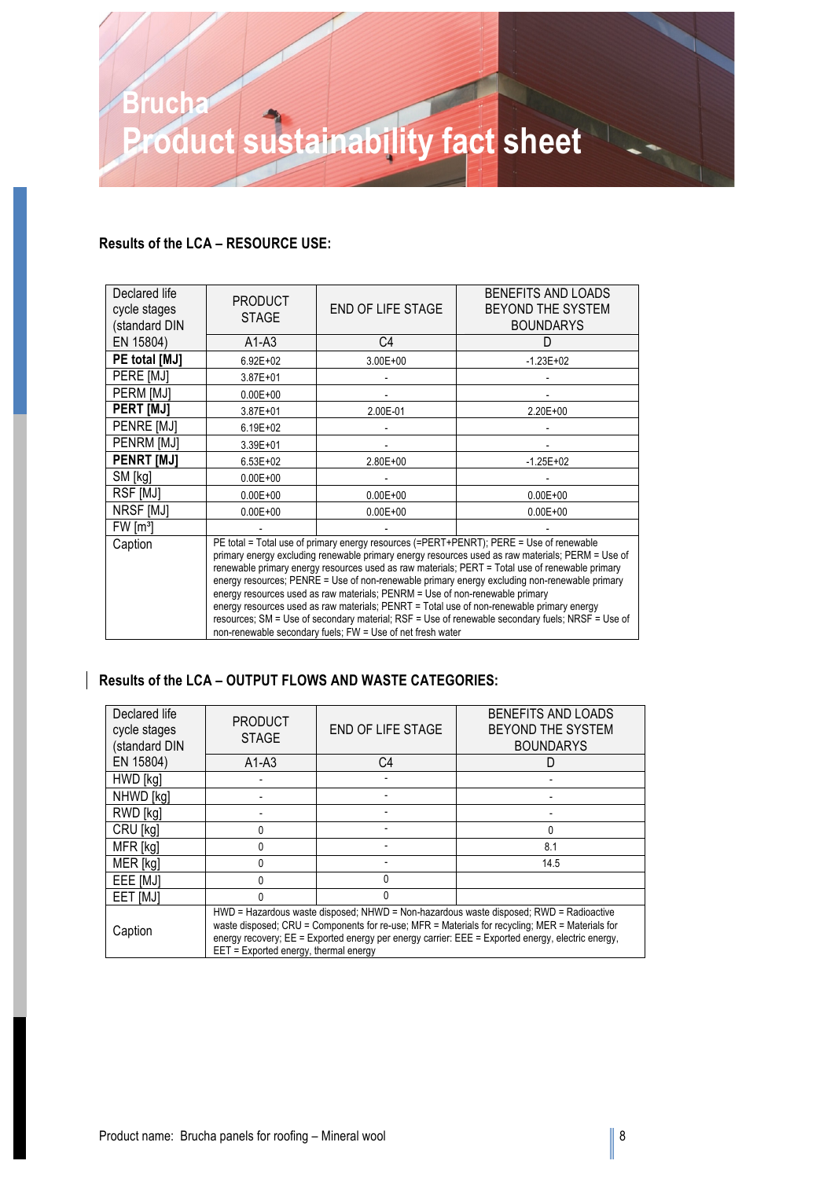Brucha

Product sustainability fact sheet

**Results of the LCA – RESOURCE USE:**

| Declared life cycle stages (standard DIN EN 15804) | PRODUCT STAGE | END OF LIFE STAGE | BENEFITS AND LOADS BEYOND THE SYSTEM BOUNDARYS |
|---|---|---|---|
| | A1-A3 | C4 | D |
| **PE total [MJ]** | 6.92E+02 | 3.00E+00 | -1.23E+02 |
| PERE [MJ] | 3.87E+01 | - | - |
| PERM [MJ] | 0.00E+00 | - | - |
| **PERT [MJ]** | 3.87E+01 | 2.00E-01 | 2.20E+00 |
| PENRE [MJ] | 6.19E+02 | - | - |
| PENRM [MJ] | 3.39E+01 | - | - |
| **PENRT [MJ]** | 6.53E+02 | 2.80E+00 | -1.25E+02 |
| SM [kg] | 0.00E+00 | - | - |
| RSF [MJ] | 0.00E+00 | 0.00E+00 | 0.00E+00 |
| NRSF [MJ] | 0.00E+00 | 0.00E+00 | 0.00E+00 |
| FW [m³] | - | - | - |
| Caption | PE total = Total use of primary energy resources (=PERT+PENRT); PERE = Use of renewable primary energy excluding renewable primary energy resources used as raw materials; PERM = Use of renewable primary energy resources used as raw materials; PERT = Total use of renewable primary energy resources; PENRE = Use of non-renewable primary energy excluding non-renewable primary energy resources used as raw materials; PENRM = Use of non-renewable primary energy resources used as raw materials; PENRT = Total use of non-renewable primary energy resources; SM = Use of secondary material; RSF = Use of renewable secondary fuels; NRSF = Use of non-renewable secondary fuels; FW = Use of net fresh water | | |

**Results of the LCA – OUTPUT FLOWS AND WASTE CATEGORIES:**

| Declared life cycle stages (standard DIN EN 15804) | PRODUCT STAGE | END OF LIFE STAGE | BENEFITS AND LOADS BEYOND THE SYSTEM BOUNDARYS |
|---|---|---|---|
| | A1-A3 | C4 | D |
| HWD [kg] | - | - | - |
| NHWD [kg] | - | - | - |
| RWD [kg] | - | - | - |
| CRU [kg] | 0 | - | 0 |
| MFR [kg] | 0 | - | 8.1 |
| MER [kg] | 0 | - | 14.5 |
| EEE [MJ] | 0 | 0 | |
| EET [MJ] | 0 | 0 | |
| Caption | HWD = Hazardous waste disposed; NHWD = Non-hazardous waste disposed; RWD = Radioactive waste disposed; CRU = Components for re-use; MFR = Materials for recycling; MER = Materials for energy recovery; EE = Exported energy per energy carrier: EEE = Exported energy, electric energy, EET = Exported energy, thermal energy | | |

Product name: Brucha panels for roofing – Mineral wool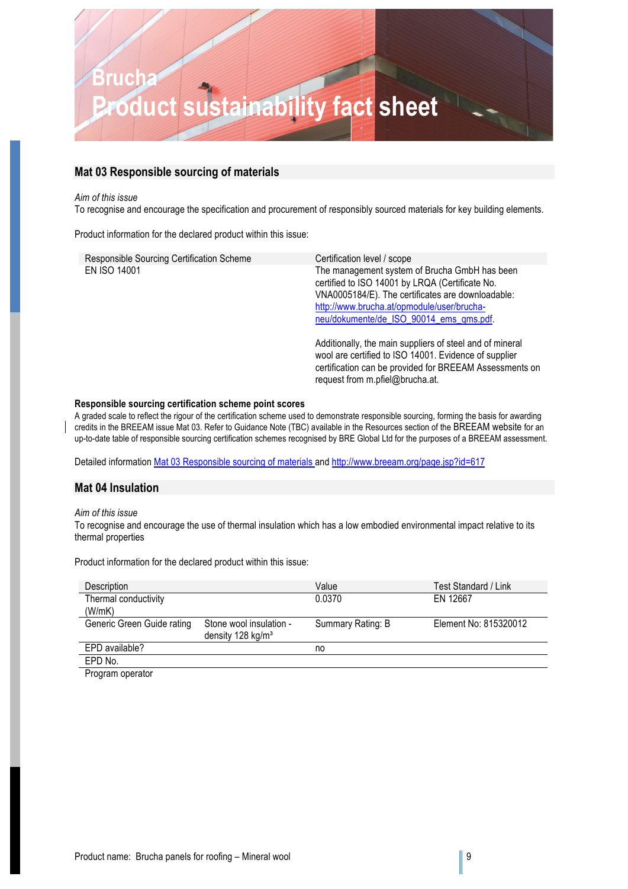# Brucha
# Product sustainability fact sheet

## Mat 03 Responsible sourcing of materials

*Aim of this issue*
To recognise and encourage the specification and procurement of responsibly sourced materials for key building elements.

Product information for the declared product within this issue:

| Responsible Sourcing Certification Scheme | Certification level / scope |
|---|---|
| EN ISO 14001 | The management system of Brucha GmbH has been certified to ISO 14001 by LRQA (Certificate No. VNA0005184/E). The certificates are downloadable: http://www.brucha.at/opmodule/user/brucha-neu/dokumente/de_ISO_90014_ems_qms.pdf. Additionally, the main suppliers of steel and of mineral wool are certified to ISO 14001. Evidence of supplier certification can be provided for BREEAM Assessments on request from m.pfiel@brucha.at. |

**Responsible sourcing certification scheme point scores**
A graded scale to reflect the rigour of the certification scheme used to demonstrate responsible sourcing, forming the basis for awarding credits in the BREEAM issue Mat 03. Refer to Guidance Note (TBC) available in the Resources section of the BREEAM website for an up-to-date table of responsible sourcing certification schemes recognised by BRE Global Ltd for the purposes of a BREEAM assessment.

Detailed information Mat 03 Responsible sourcing of materials and http://www.breeam.org/page.jsp?id=617

## Mat 04 Insulation

*Aim of this issue*
To recognise and encourage the use of thermal insulation which has a low embodied environmental impact relative to its thermal properties

Product information for the declared product within this issue:

| Description | | Value | Test Standard / Link |
|---|---|---|---|
| Thermal conductivity (W/mK) | | 0.0370 | EN 12667 |
| Generic Green Guide rating | Stone wool insulation - density 128 kg/m³ | Summary Rating: B | Element No: 815320012 |
| EPD available? | | no | |
| EPD No. | | | |
| Program operator | | | |

Product name: Brucha panels for roofing – Mineral wool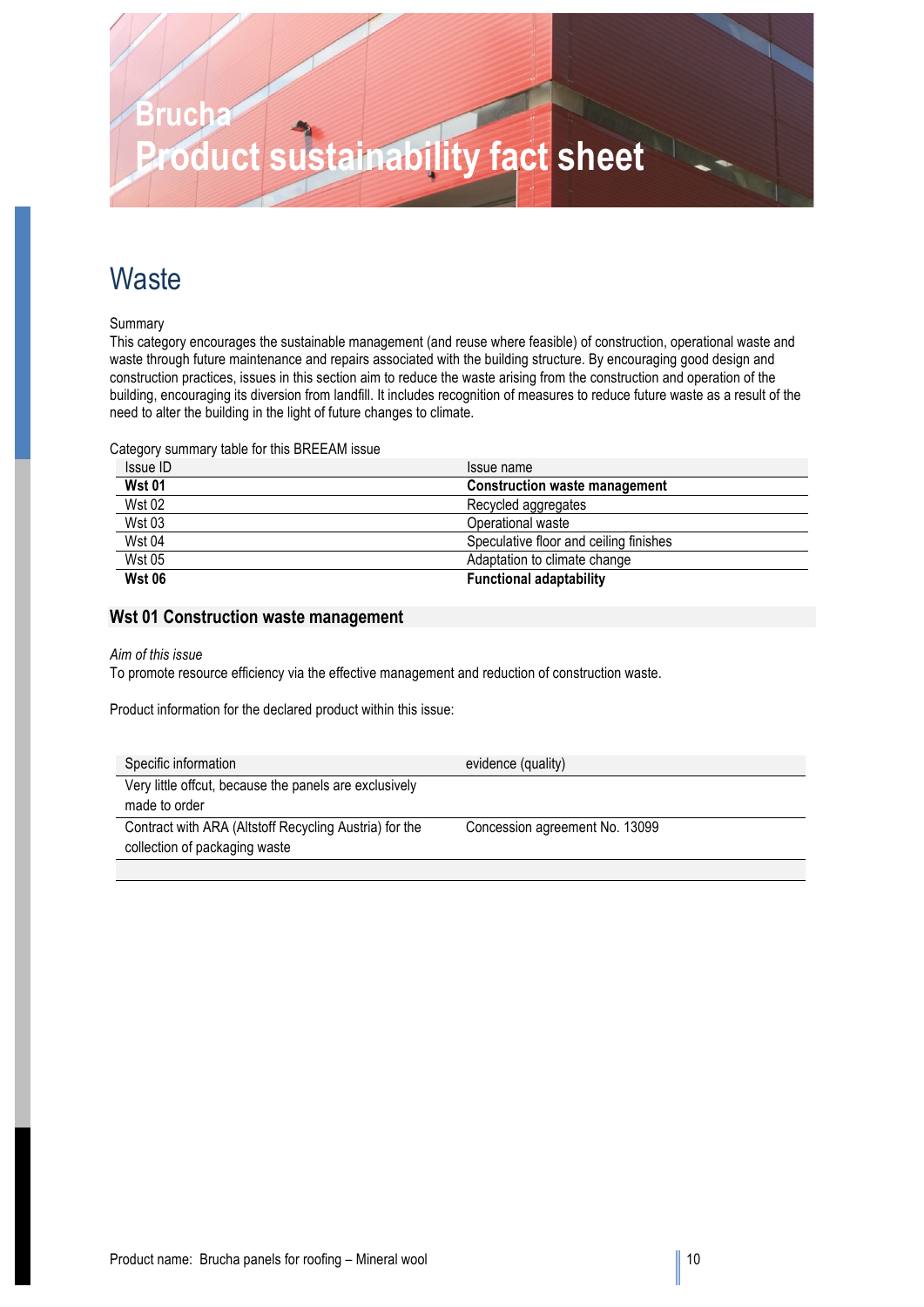# Brucha
# Product sustainability fact sheet

## Waste

Summary

This category encourages the sustainable management (and reuse where feasible) of construction, operational waste and waste through future maintenance and repairs associated with the building structure. By encouraging good design and construction practices, issues in this section aim to reduce the waste arising from the construction and operation of the building, encouraging its diversion from landfill. It includes recognition of measures to reduce future waste as a result of the need to alter the building in the light of future changes to climate.

Category summary table for this BREEAM issue

| Issue ID | Issue name |
|---|---|
| **Wst 01** | **Construction waste management** |
| Wst 02 | Recycled aggregates |
| Wst 03 | Operational waste |
| Wst 04 | Speculative floor and ceiling finishes |
| Wst 05 | Adaptation to climate change |
| **Wst 06** | **Functional adaptability** |

### Wst 01 Construction waste management

*Aim of this issue*

To promote resource efficiency via the effective management and reduction of construction waste.

Product information for the declared product within this issue:

| Specific information | evidence (quality) |
|---|---|
| Very little offcut, because the panels are exclusively made to order | |
| Contract with ARA (Altstoff Recycling Austria) for the collection of packaging waste | Concession agreement No. 13099 |
| | |

Product name: Brucha panels for roofing – Mineral wool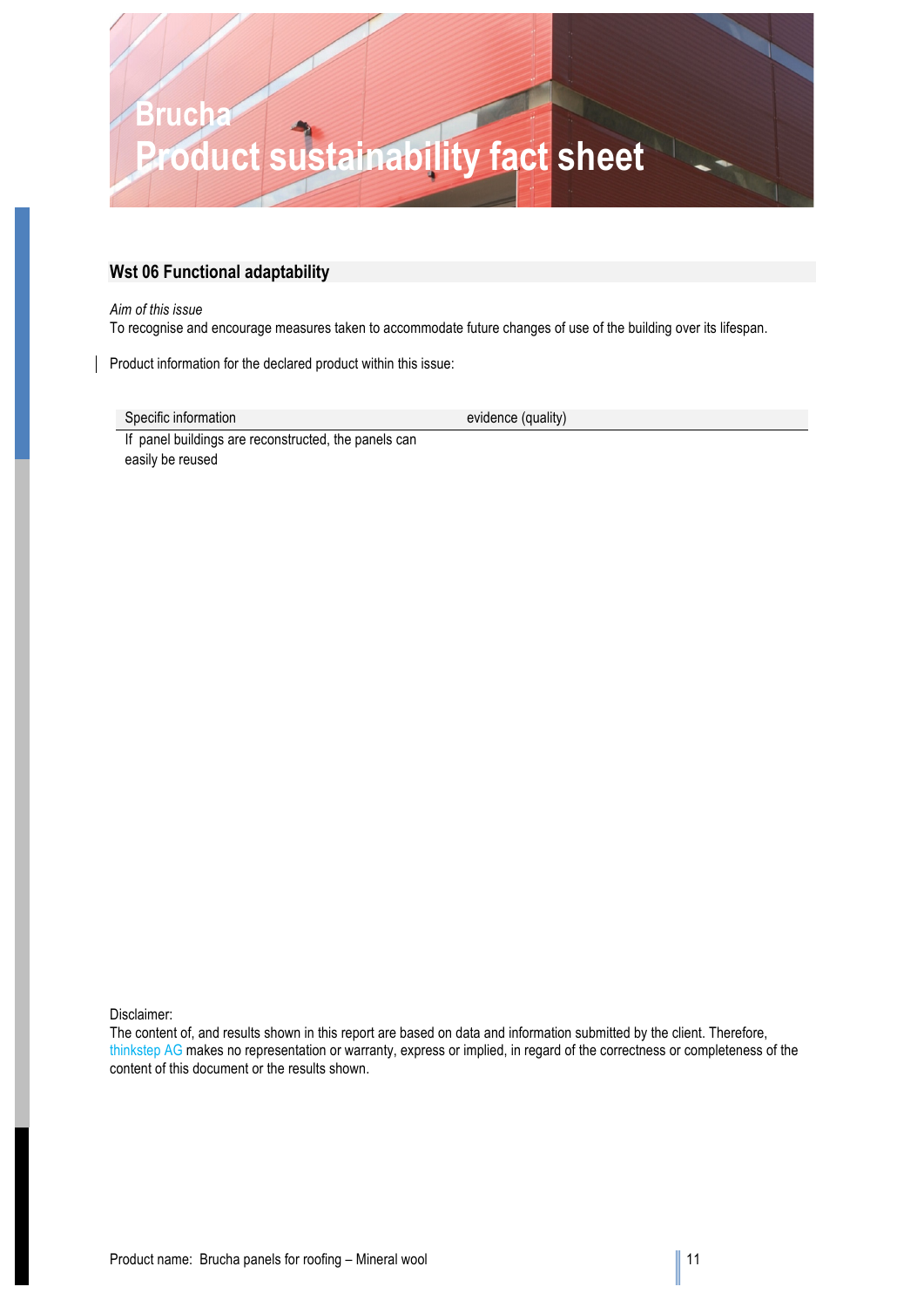# Brucha
# Product sustainability fact sheet

## Wst 06 Functional adaptability

*Aim of this issue*

To recognise and encourage measures taken to accommodate future changes of use of the building over its lifespan.

Product information for the declared product within this issue:

| Specific information | evidence (quality) |
|---|---|
| If panel buildings are reconstructed, the panels can easily be reused | |

Disclaimer:

The content of, and results shown in this report are based on data and information submitted by the client. Therefore, thinkstep AG makes no representation or warranty, express or implied, in regard of the correctness or completeness of the content of this document or the results shown.

Product name: Brucha panels for roofing – Mineral wool